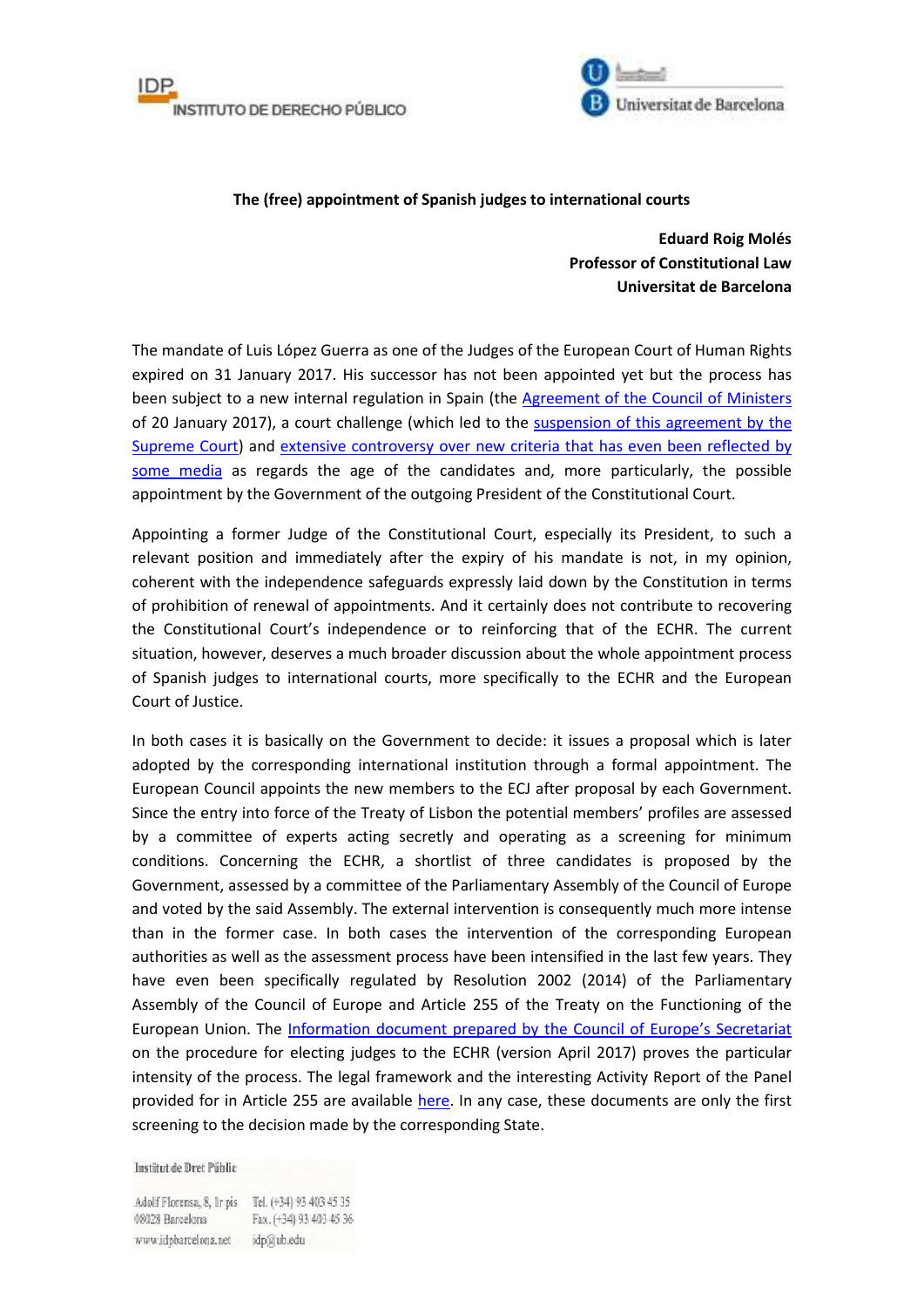IDP INSTITUTO DE DERECHO PÚBLICO

Universitat de Barcelona

**The (free) appointment of Spanish judges to international courts**

**Eduard Roig Molés**
**Professor of Constitutional Law**
**Universitat de Barcelona**

The mandate of Luis López Guerra as one of the Judges of the European Court of Human Rights expired on 31 January 2017. His successor has not been appointed yet but the process has been subject to a new internal regulation in Spain (the Agreement of the Council of Ministers of 20 January 2017), a court challenge (which led to the suspension of this agreement by the Supreme Court) and extensive controversy over new criteria that has even been reflected by some media as regards the age of the candidates and, more particularly, the possible appointment by the Government of the outgoing President of the Constitutional Court.

Appointing a former Judge of the Constitutional Court, especially its President, to such a relevant position and immediately after the expiry of his mandate is not, in my opinion, coherent with the independence safeguards expressly laid down by the Constitution in terms of prohibition of renewal of appointments. And it certainly does not contribute to recovering the Constitutional Court's independence or to reinforcing that of the ECHR. The current situation, however, deserves a much broader discussion about the whole appointment process of Spanish judges to international courts, more specifically to the ECHR and the European Court of Justice.

In both cases it is basically on the Government to decide: it issues a proposal which is later adopted by the corresponding international institution through a formal appointment. The European Council appoints the new members to the ECJ after proposal by each Government. Since the entry into force of the Treaty of Lisbon the potential members' profiles are assessed by a committee of experts acting secretly and operating as a screening for minimum conditions. Concerning the ECHR, a shortlist of three candidates is proposed by the Government, assessed by a committee of the Parliamentary Assembly of the Council of Europe and voted by the said Assembly. The external intervention is consequently much more intense than in the former case. In both cases the intervention of the corresponding European authorities as well as the assessment process have been intensified in the last few years. They have even been specifically regulated by Resolution 2002 (2014) of the Parliamentary Assembly of the Council of Europe and Article 255 of the Treaty on the Functioning of the European Union. The Information document prepared by the Council of Europe's Secretariat on the procedure for electing judges to the ECHR (version April 2017) proves the particular intensity of the process. The legal framework and the interesting Activity Report of the Panel provided for in Article 255 are available here. In any case, these documents are only the first screening to the decision made by the corresponding State.

Institut de Dret Públic
Adolf Florensa, 8, Ir pis
08028 Barcelona
www.idpbarcelona.net
Tel. (+34) 93 403 45 35
Fax. (+34) 93 403 45 36
idp@ub.edu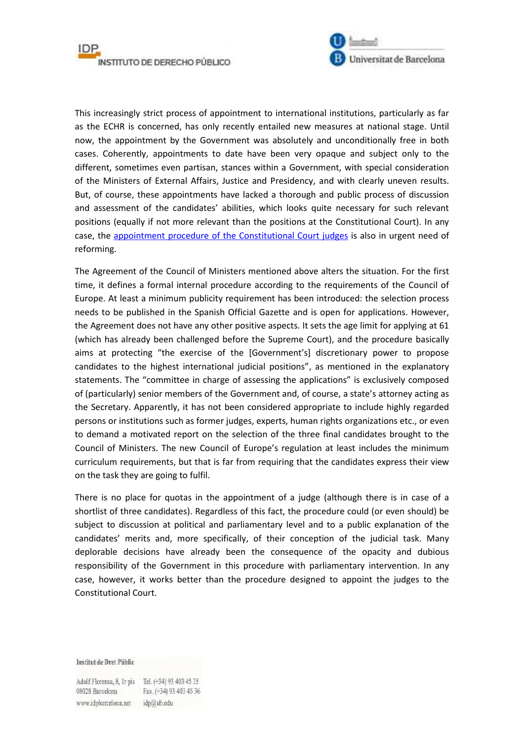This increasingly strict process of appointment to international institutions, particularly as far as the ECHR is concerned, has only recently entailed new measures at national stage. Until now, the appointment by the Government was absolutely and unconditionally free in both cases. Coherently, appointments to date have been very opaque and subject only to the different, sometimes even partisan, stances within a Government, with special consideration of the Ministers of External Affairs, Justice and Presidency, and with clearly uneven results. But, of course, these appointments have lacked a thorough and public process of discussion and assessment of the candidates' abilities, which looks quite necessary for such relevant positions (equally if not more relevant than the positions at the Constitutional Court). In any case, the appointment procedure of the Constitutional Court judges is also in urgent need of reforming.

The Agreement of the Council of Ministers mentioned above alters the situation. For the first time, it defines a formal internal procedure according to the requirements of the Council of Europe. At least a minimum publicity requirement has been introduced: the selection process needs to be published in the Spanish Official Gazette and is open for applications. However, the Agreement does not have any other positive aspects. It sets the age limit for applying at 61 (which has already been challenged before the Supreme Court), and the procedure basically aims at protecting "the exercise of the [Government's] discretionary power to propose candidates to the highest international judicial positions", as mentioned in the explanatory statements. The "committee in charge of assessing the applications" is exclusively composed of (particularly) senior members of the Government and, of course, a state's attorney acting as the Secretary. Apparently, it has not been considered appropriate to include highly regarded persons or institutions such as former judges, experts, human rights organizations etc., or even to demand a motivated report on the selection of the three final candidates brought to the Council of Ministers. The new Council of Europe's regulation at least includes the minimum curriculum requirements, but that is far from requiring that the candidates express their view on the task they are going to fulfil.

There is no place for quotas in the appointment of a judge (although there is in case of a shortlist of three candidates). Regardless of this fact, the procedure could (or even should) be subject to discussion at political and parliamentary level and to a public explanation of the candidates' merits and, more specifically, of their conception of the judicial task. Many deplorable decisions have already been the consequence of the opacity and dubious responsibility of the Government in this procedure with parliamentary intervention. In any case, however, it works better than the procedure designed to appoint the judges to the Constitutional Court.